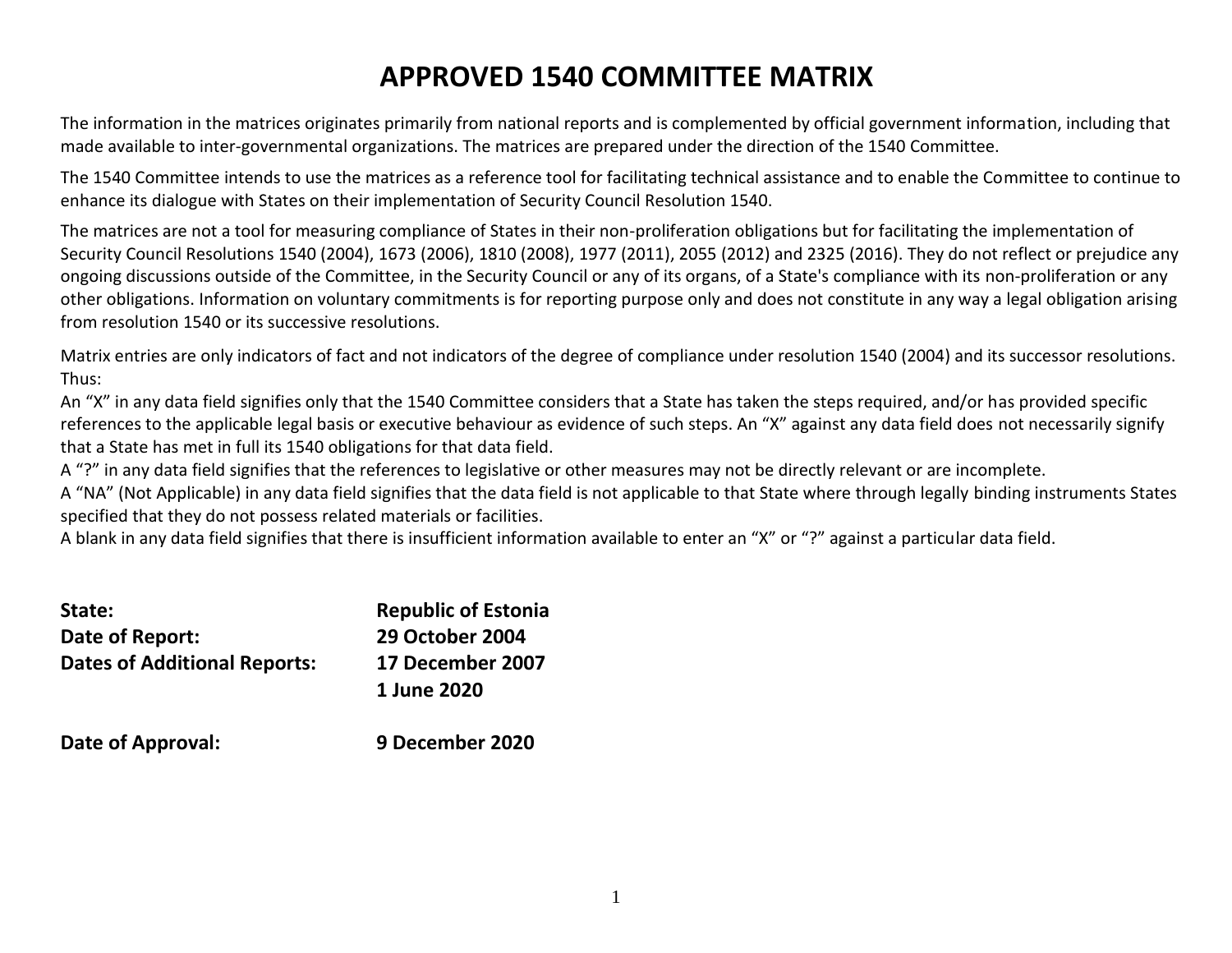# APPROVED 1540 COMMITTEE MATRIX

The information in the matrices originates primarily from national reports and is complemented by official government information, including that made available to inter-governmental organizations. The matrices are prepared under the direction of the 1540 Committee.

The 1540 Committee intends to use the matrices as a reference tool for facilitating technical assistance and to enable the Committee to continue to enhance its dialogue with States on their implementation of Security Council Resolution 1540.

The matrices are not a tool for measuring compliance of States in their non-proliferation obligations but for facilitating the implementation of Security Council Resolutions 1540 (2004), 1673 (2006), 1810 (2008), 1977 (2011), 2055 (2012) and 2325 (2016). They do not reflect or prejudice any ongoing discussions outside of the Committee, in the Security Council or any of its organs, of a State's compliance with its non-proliferation or any other obligations. Information on voluntary commitments is for reporting purpose only and does not constitute in any way a legal obligation arising from resolution 1540 or its successive resolutions.

Matrix entries are only indicators of fact and not indicators of the degree of compliance under resolution 1540 (2004) and its successor resolutions. Thus:
An "X" in any data field signifies only that the 1540 Committee considers that a State has taken the steps required, and/or has provided specific references to the applicable legal basis or executive behaviour as evidence of such steps. An "X" against any data field does not necessarily signify that a State has met in full its 1540 obligations for that data field.
A "?" in any data field signifies that the references to legislative or other measures may not be directly relevant or are incomplete.
A "NA" (Not Applicable) in any data field signifies that the data field is not applicable to that State where through legally binding instruments States specified that they do not possess related materials or facilities.
A blank in any data field signifies that there is insufficient information available to enter an "X" or "?" against a particular data field.

**State:** **Republic of Estonia**
**Date of Report:** **29 October 2004**
**Dates of Additional Reports:** **17 December 2007**
**1 June 2020**

**Date of Approval:** **9 December 2020**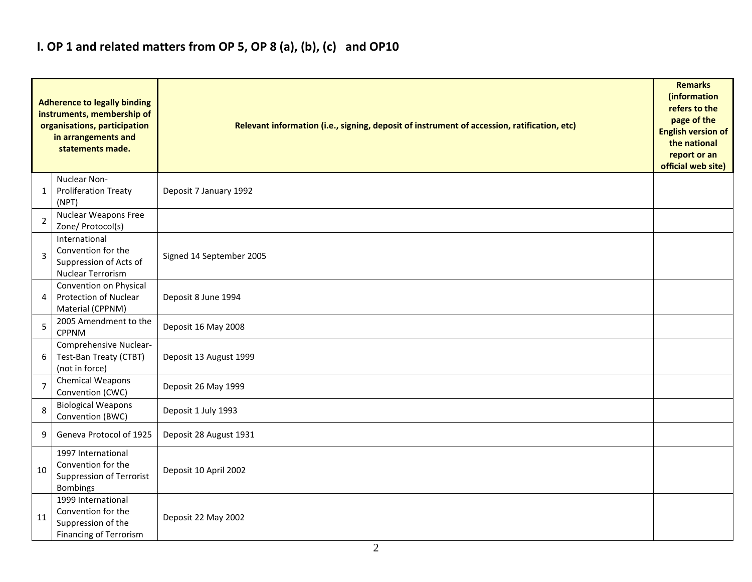# I. OP 1 and related matters from OP 5, OP 8 (a), (b), (c) and OP10

| Adherence to legally binding instruments, membership of organisations, participation in arrangements and statements made. | | Relevant information (i.e., signing, deposit of instrument of accession, ratification, etc) | Remarks (information refers to the page of the English version of the national report or an official web site) |
|---|---|---|---|
| 1 | Nuclear Non-Proliferation Treaty (NPT) | Deposit 7 January 1992 | |
| 2 | Nuclear Weapons Free Zone/ Protocol(s) | | |
| 3 | International Convention for the Suppression of Acts of Nuclear Terrorism | Signed 14 September 2005 | |
| 4 | Convention on Physical Protection of Nuclear Material (CPPNM) | Deposit 8 June 1994 | |
| 5 | 2005 Amendment to the CPPNM | Deposit 16 May 2008 | |
| 6 | Comprehensive Nuclear-Test-Ban Treaty (CTBT) (not in force) | Deposit 13 August 1999 | |
| 7 | Chemical Weapons Convention (CWC) | Deposit 26 May 1999 | |
| 8 | Biological Weapons Convention (BWC) | Deposit 1 July 1993 | |
| 9 | Geneva Protocol of 1925 | Deposit 28 August 1931 | |
| 10 | 1997 International Convention for the Suppression of Terrorist Bombings | Deposit 10 April 2002 | |
| 11 | 1999 International Convention for the Suppression of the Financing of Terrorism | Deposit 22 May 2002 | |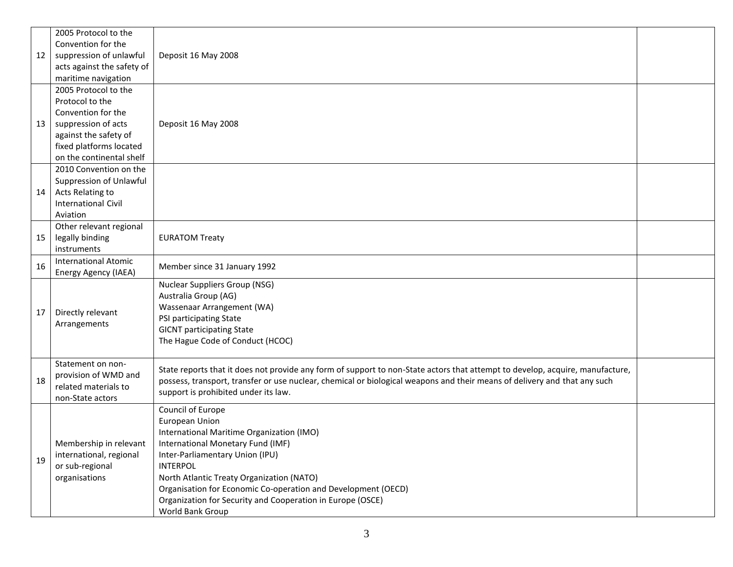| | | | |
|---|---|---|---|
| 12 | 2005 Protocol to the Convention for the suppression of unlawful acts against the safety of maritime navigation | Deposit 16 May 2008 | |
| 13 | 2005 Protocol to the Protocol to the Convention for the suppression of acts against the safety of fixed platforms located on the continental shelf | Deposit 16 May 2008 | |
| 14 | 2010 Convention on the Suppression of Unlawful Acts Relating to International Civil Aviation | | |
| 15 | Other relevant regional legally binding instruments | EURATOM Treaty | |
| 16 | International Atomic Energy Agency (IAEA) | Member since 31 January 1992 | |
| 17 | Directly relevant Arrangements | Nuclear Suppliers Group (NSG)<br>Australia Group (AG)<br>Wassenaar Arrangement (WA)<br>PSI participating State<br>GICNT participating State<br>The Hague Code of Conduct (HCOC) | |
| 18 | Statement on non-provision of WMD and related materials to non-State actors | State reports that it does not provide any form of support to non-State actors that attempt to develop, acquire, manufacture, possess, transport, transfer or use nuclear, chemical or biological weapons and their means of delivery and that any such support is prohibited under its law. | |
| 19 | Membership in relevant international, regional or sub-regional organisations | Council of Europe<br>European Union<br>International Maritime Organization (IMO)<br>International Monetary Fund (IMF)<br>Inter-Parliamentary Union (IPU)<br>INTERPOL<br>North Atlantic Treaty Organization (NATO)<br>Organisation for Economic Co-operation and Development (OECD)<br>Organization for Security and Cooperation in Europe (OSCE)<br>World Bank Group | |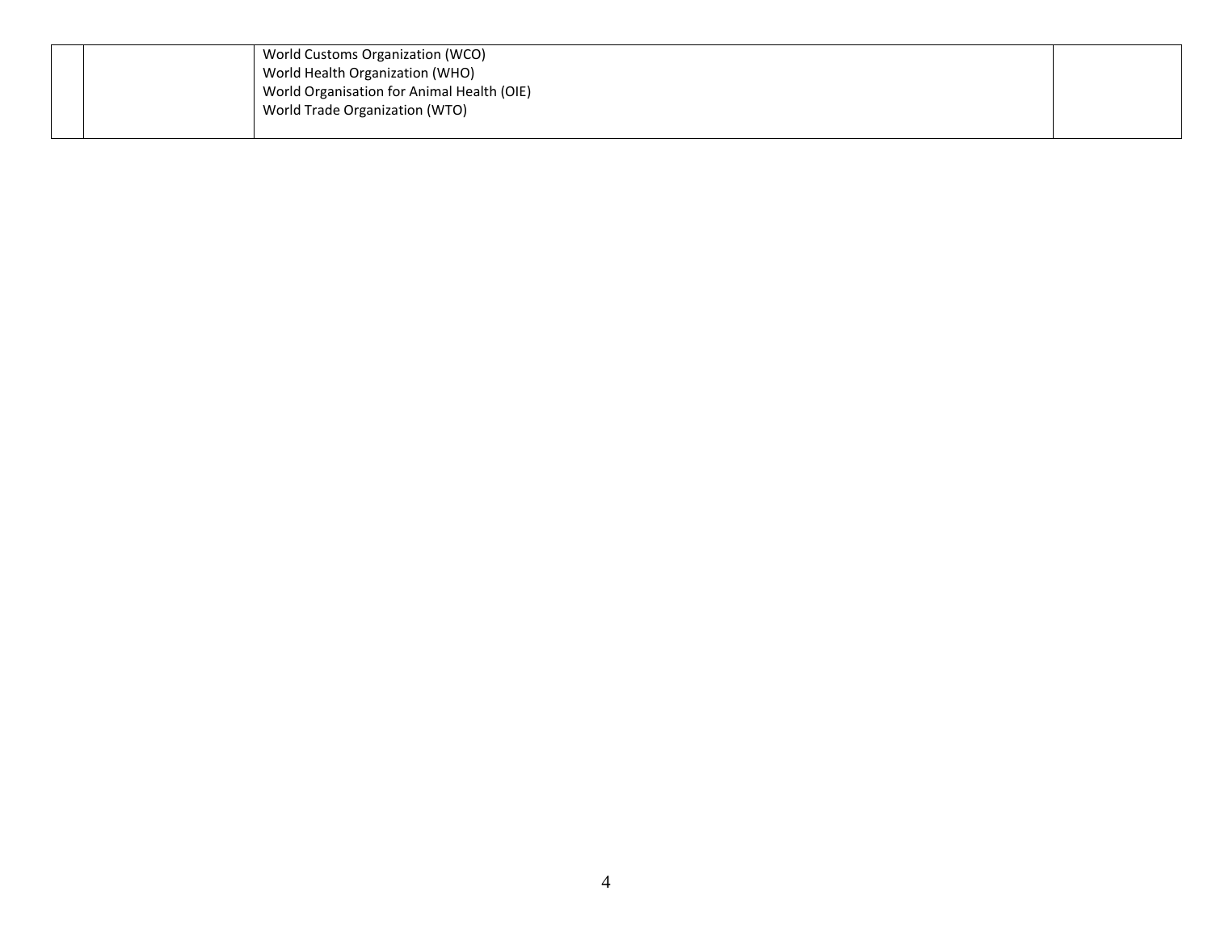| | | | |
|---|---|---|---|
| | | World Customs Organization (WCO)<br>World Health Organization (WHO)<br>World Organisation for Animal Health (OIE)<br>World Trade Organization (WTO) | |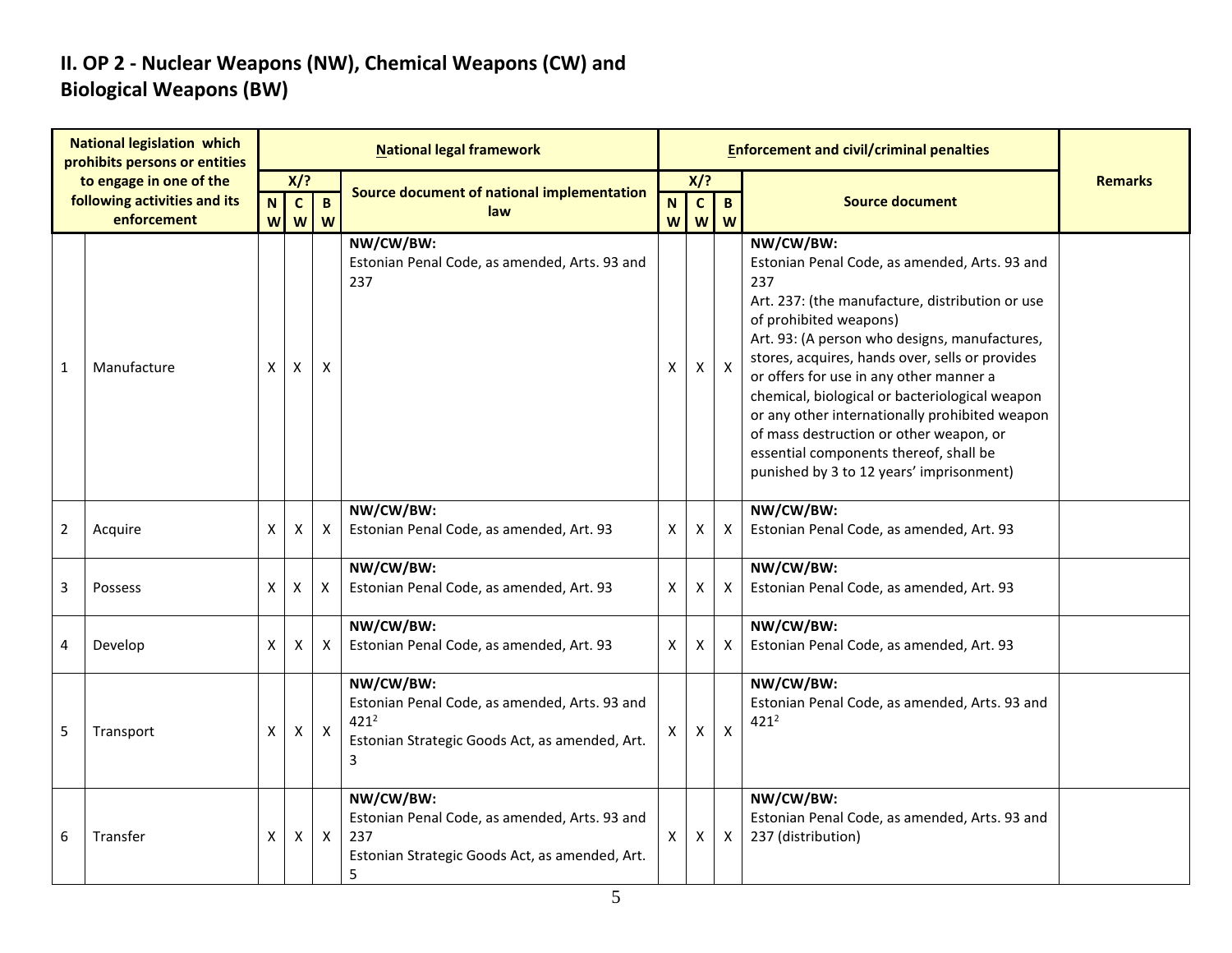## II. OP 2 - Nuclear Weapons (NW), Chemical Weapons (CW) and Biological Weapons (BW)

| National legislation which prohibits persons or entities to engage in one of the following activities and its enforcement | | National legal framework | | | | Enforcement and civil/criminal penalties | | | | Remarks |
|---|---|---|---|---|---|---|---|---|---|---|
| | | X/? | | | Source document of national implementation law | X/? | | | Source document | |
| | | NW | CW | BW | | NW | CW | BW | | |
| 1 | Manufacture | X | X | X | **NW/CW/BW:** Estonian Penal Code, as amended, Arts. 93 and 237 | X | X | X | **NW/CW/BW:** Estonian Penal Code, as amended, Arts. 93 and 237<br>Art. 237: (the manufacture, distribution or use of prohibited weapons)<br>Art. 93: (A person who designs, manufactures, stores, acquires, hands over, sells or provides or offers for use in any other manner a chemical, biological or bacteriological weapon or any other internationally prohibited weapon of mass destruction or other weapon, or essential components thereof, shall be punished by 3 to 12 years' imprisonment) | |
| 2 | Acquire | X | X | X | **NW/CW/BW:** Estonian Penal Code, as amended, Art. 93 | X | X | X | **NW/CW/BW:** Estonian Penal Code, as amended, Art. 93 | |
| 3 | Possess | X | X | X | **NW/CW/BW:** Estonian Penal Code, as amended, Art. 93 | X | X | X | **NW/CW/BW:** Estonian Penal Code, as amended, Art. 93 | |
| 4 | Develop | X | X | X | **NW/CW/BW:** Estonian Penal Code, as amended, Art. 93 | X | X | X | **NW/CW/BW:** Estonian Penal Code, as amended, Art. 93 | |
| 5 | Transport | X | X | X | **NW/CW/BW:** Estonian Penal Code, as amended, Arts. 93 and 421[2]<br>Estonian Strategic Goods Act, as amended, Art. 3 | X | X | X | **NW/CW/BW:** Estonian Penal Code, as amended, Arts. 93 and 421[2] | |
| 6 | Transfer | X | X | X | **NW/CW/BW:** Estonian Penal Code, as amended, Arts. 93 and 237<br>Estonian Strategic Goods Act, as amended, Art. 5 | X | X | X | **NW/CW/BW:** Estonian Penal Code, as amended, Arts. 93 and 237 (distribution) | |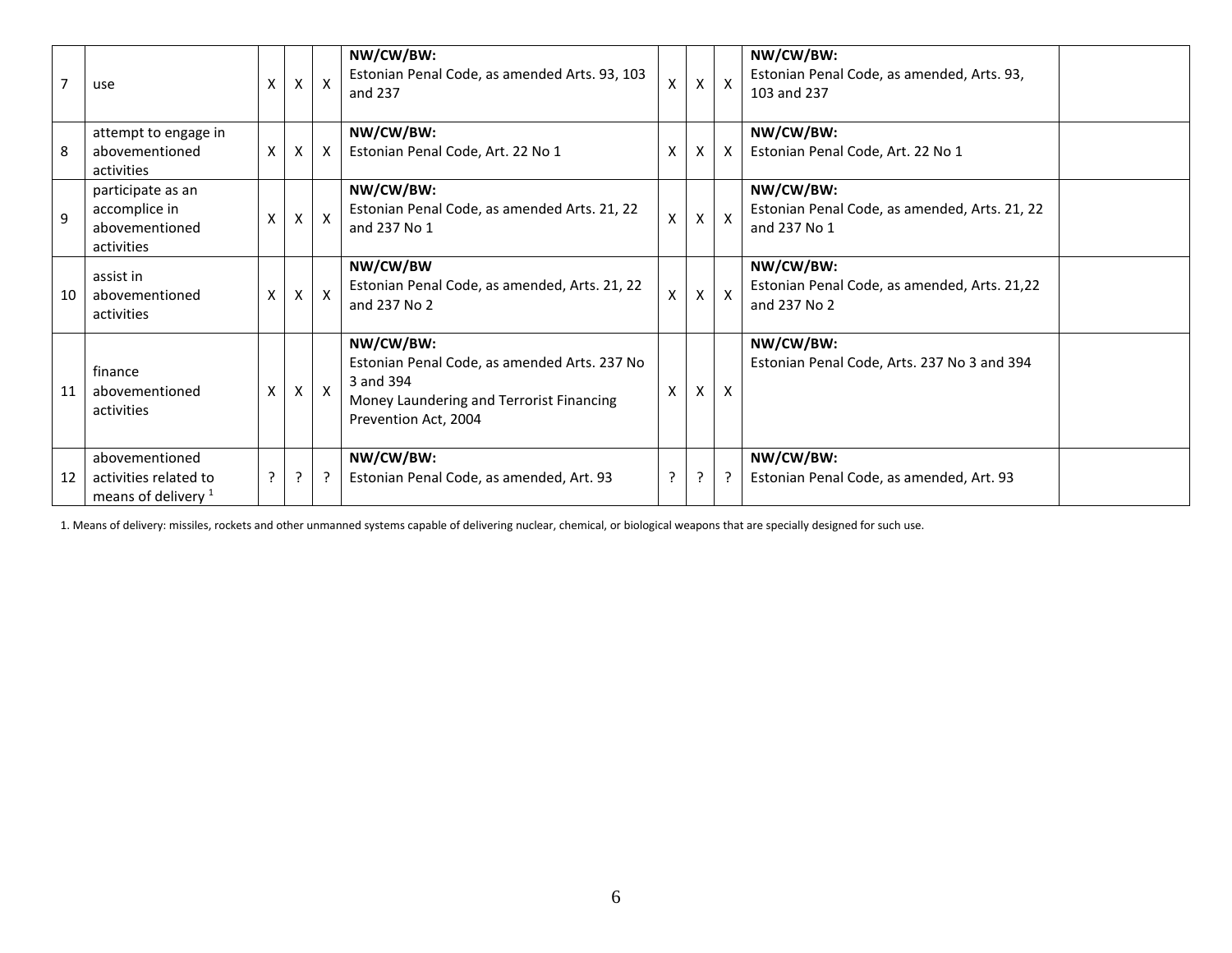| 7 | use | X | X | X | **NW/CW/BW:** Estonian Penal Code, as amended Arts. 93, 103 and 237 | X | X | X | **NW/CW/BW:** Estonian Penal Code, as amended, Arts. 93, 103 and 237 | |
|---|---|---|---|---|---|---|---|---|---|---|
| 8 | attempt to engage in abovementioned activities | X | X | X | **NW/CW/BW:** Estonian Penal Code, Art. 22 No 1 | X | X | X | **NW/CW/BW:** Estonian Penal Code, Art. 22 No 1 | |
| 9 | participate as an accomplice in abovementioned activities | X | X | X | **NW/CW/BW:** Estonian Penal Code, as amended Arts. 21, 22 and 237 No 1 | X | X | X | **NW/CW/BW:** Estonian Penal Code, as amended, Arts. 21, 22 and 237 No 1 | |
| 10 | assist in abovementioned activities | X | X | X | **NW/CW/BW** Estonian Penal Code, as amended, Arts. 21, 22 and 237 No 2 | X | X | X | **NW/CW/BW:** Estonian Penal Code, as amended, Arts. 21,22 and 237 No 2 | |
| 11 | finance abovementioned activities | X | X | X | **NW/CW/BW:** Estonian Penal Code, as amended Arts. 237 No 3 and 394<br>Money Laundering and Terrorist Financing Prevention Act, 2004 | X | X | X | **NW/CW/BW:** Estonian Penal Code, Arts. 237 No 3 and 394 | |
| 12 | abovementioned activities related to means of delivery [1] | ? | ? | ? | **NW/CW/BW:** Estonian Penal Code, as amended, Art. 93 | ? | ? | ? | **NW/CW/BW:** Estonian Penal Code, as amended, Art. 93 | |

1. Means of delivery: missiles, rockets and other unmanned systems capable of delivering nuclear, chemical, or biological weapons that are specially designed for such use.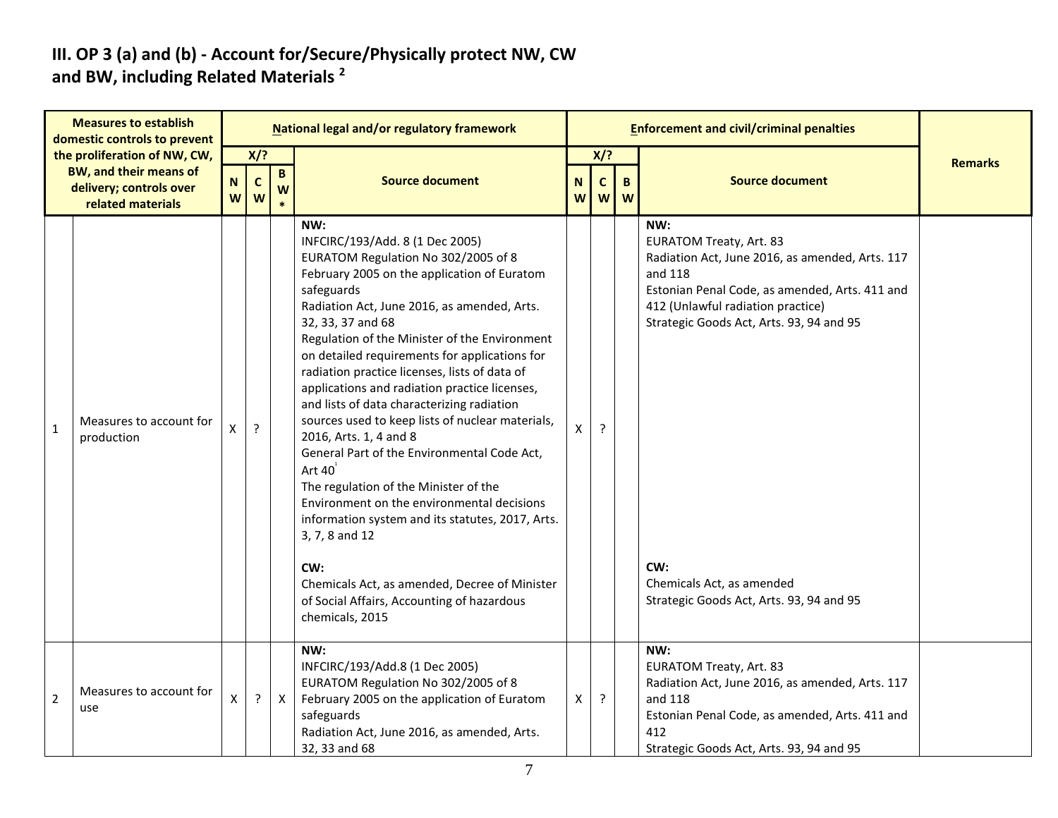## III. OP 3 (a) and (b) - Account for/Secure/Physically protect NW, CW and BW, including Related Materials [2]

| | Measures to establish domestic controls to prevent the proliferation of NW, CW, BW, and their means of delivery; controls over related materials | National legal and/or regulatory framework | | | | Enforcement and civil/criminal penalties | | | | Remarks |
|---|---|---|---|---|---|---|---|---|---|---|
| | | X/? | | | Source document | X/? | | | Source document | |
| | | NW | CW | BW* | | NW | CW | BW | | |
| 1 | Measures to account for production | X | ? | | **NW:**<br>INFCIRC/193/Add. 8 (1 Dec 2005)<br>EURATOM Regulation No 302/2005 of 8 February 2005 on the application of Euratom safeguards<br>Radiation Act, June 2016, as amended, Arts. 32, 33, 37 and 68<br>Regulation of the Minister of the Environment on detailed requirements for applications for radiation practice licenses, lists of data of applications and radiation practice licenses, and lists of data characterizing radiation sources used to keep lists of nuclear materials, 2016, Arts. 1, 4 and 8<br>General Part of the Environmental Code Act, Art 40[1]<br>The regulation of the Minister of the Environment on the environmental decisions information system and its statutes, 2017, Arts. 3, 7, 8 and 12<br><br>**CW:**<br>Chemicals Act, as amended, Decree of Minister of Social Affairs, Accounting of hazardous chemicals, 2015 | X | ? | | **NW:**<br>EURATOM Treaty, Art. 83<br>Radiation Act, June 2016, as amended, Arts. 117 and 118<br>Estonian Penal Code, as amended, Arts. 411 and 412 (Unlawful radiation practice)<br>Strategic Goods Act, Arts. 93, 94 and 95<br><br>**CW:**<br>Chemicals Act, as amended<br>Strategic Goods Act, Arts. 93, 94 and 95 | |
| 2 | Measures to account for use | X | ? | X | **NW:**<br>INFCIRC/193/Add.8 (1 Dec 2005)<br>EURATOM Regulation No 302/2005 of 8 February 2005 on the application of Euratom safeguards<br>Radiation Act, June 2016, as amended, Arts. 32, 33 and 68 | X | ? | | **NW:**<br>EURATOM Treaty, Art. 83<br>Radiation Act, June 2016, as amended, Arts. 117 and 118<br>Estonian Penal Code, as amended, Arts. 411 and 412<br>Strategic Goods Act, Arts. 93, 94 and 95 | |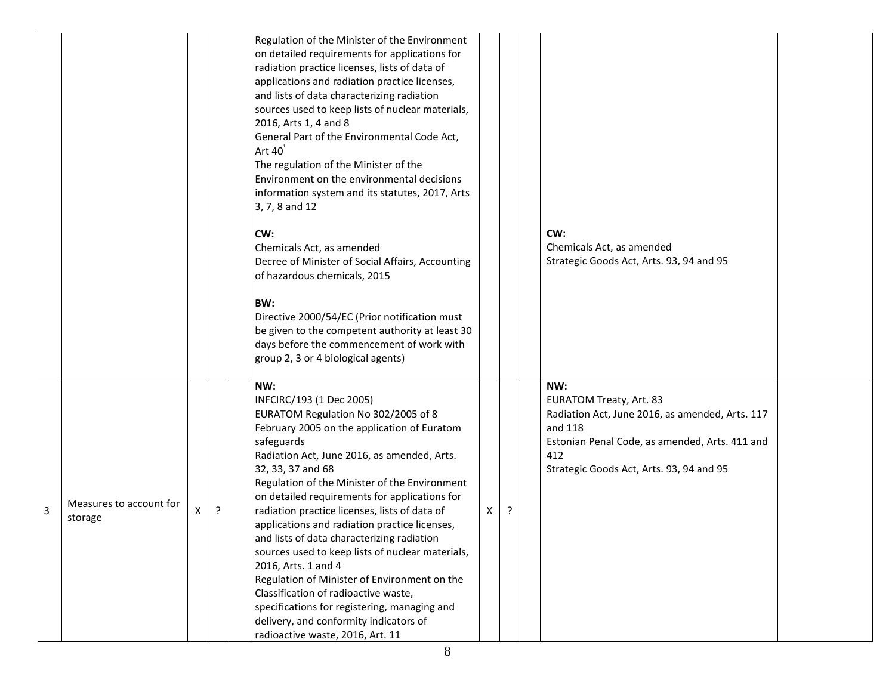|  |  |  |  |  | Regulation of the Minister of the Environment on detailed requirements for applications for radiation practice licenses, lists of data of applications and radiation practice licenses, and lists of data characterizing radiation sources used to keep lists of nuclear materials, 2016, Arts 1, 4 and 8<br>General Part of the Environmental Code Act, Art 40[1]<br>The regulation of the Minister of the Environment on the environmental decisions information system and its statutes, 2017, Arts 3, 7, 8 and 12<br><br>**CW:**<br>Chemicals Act, as amended<br>Decree of Minister of Social Affairs, Accounting of hazardous chemicals, 2015<br><br>**BW:**<br>Directive 2000/54/EC (Prior notification must be given to the competent authority at least 30 days before the commencement of work with group 2, 3 or 4 biological agents) |  |  |  | **CW:**<br>Chemicals Act, as amended<br>Strategic Goods Act, Arts. 93, 94 and 95 |  |
|---|---|---|---|---|---|---|---|---|---|---|
| 3 | Measures to account for storage | X | ? |  | **NW:**<br>INFCIRC/193 (1 Dec 2005)<br>EURATOM Regulation No 302/2005 of 8 February 2005 on the application of Euratom safeguards<br>Radiation Act, June 2016, as amended, Arts. 32, 33, 37 and 68<br>Regulation of the Minister of the Environment on detailed requirements for applications for radiation practice licenses, lists of data of applications and radiation practice licenses, and lists of data characterizing radiation sources used to keep lists of nuclear materials, 2016, Arts. 1 and 4<br>Regulation of Minister of Environment on the Classification of radioactive waste, specifications for registering, managing and delivery, and conformity indicators of radioactive waste, 2016, Art. 11 | X | ? |  | **NW:**<br>EURATOM Treaty, Art. 83<br>Radiation Act, June 2016, as amended, Arts. 117 and 118<br>Estonian Penal Code, as amended, Arts. 411 and 412<br>Strategic Goods Act, Arts. 93, 94 and 95 |  |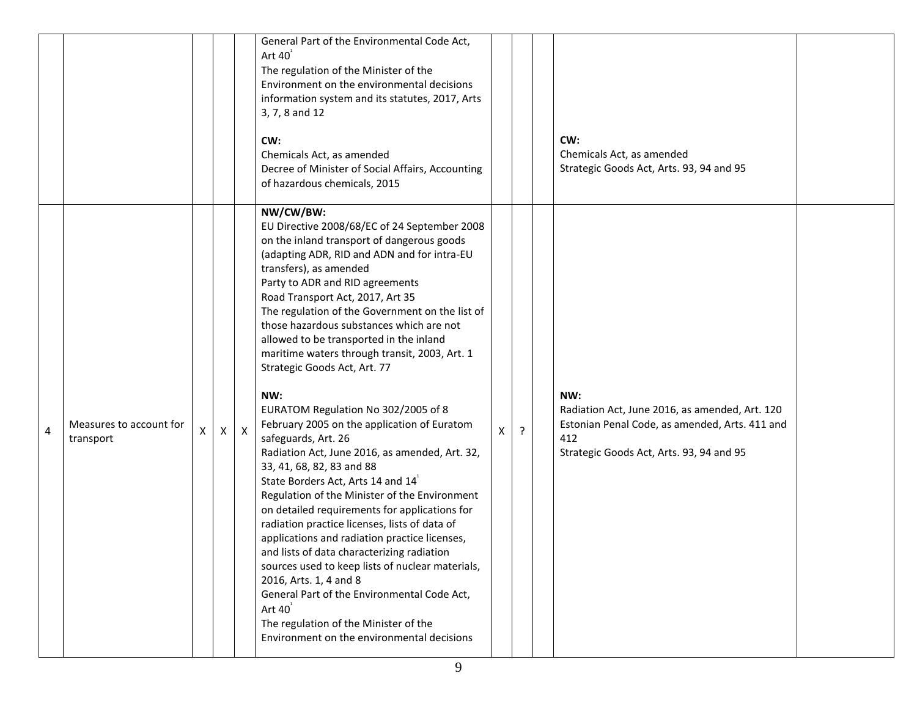| | | | | | | | | | | |
|---|---|---|---|---|---|---|---|---|---|---|
| | | | | | General Part of the Environmental Code Act, Art 40[1]<br>The regulation of the Minister of the Environment on the environmental decisions information system and its statutes, 2017, Arts 3, 7, 8 and 12<br><br>**CW:**<br>Chemicals Act, as amended<br>Decree of Minister of Social Affairs, Accounting of hazardous chemicals, 2015 | | | | **CW:**<br>Chemicals Act, as amended<br>Strategic Goods Act, Arts. 93, 94 and 95 | |
| 4 | Measures to account for transport | X | X | X | **NW/CW/BW:**<br>EU Directive 2008/68/EC of 24 September 2008 on the inland transport of dangerous goods (adapting ADR, RID and ADN and for intra-EU transfers), as amended<br>Party to ADR and RID agreements<br>Road Transport Act, 2017, Art 35<br>The regulation of the Government on the list of those hazardous substances which are not allowed to be transported in the inland maritime waters through transit, 2003, Art. 1<br>Strategic Goods Act, Art. 77<br><br>**NW:**<br>EURATOM Regulation No 302/2005 of 8 February 2005 on the application of Euratom safeguards, Art. 26<br>Radiation Act, June 2016, as amended, Art. 32, 33, 41, 68, 82, 83 and 88<br>State Borders Act, Arts 14 and 14[1]<br>Regulation of the Minister of the Environment on detailed requirements for applications for radiation practice licenses, lists of data of applications and radiation practice licenses, and lists of data characterizing radiation sources used to keep lists of nuclear materials, 2016, Arts. 1, 4 and 8<br>General Part of the Environmental Code Act, Art 40[1]<br>The regulation of the Minister of the Environment on the environmental decisions | X | ? | | **NW:**<br>Radiation Act, June 2016, as amended, Art. 120<br>Estonian Penal Code, as amended, Arts. 411 and 412<br>Strategic Goods Act, Arts. 93, 94 and 95 | |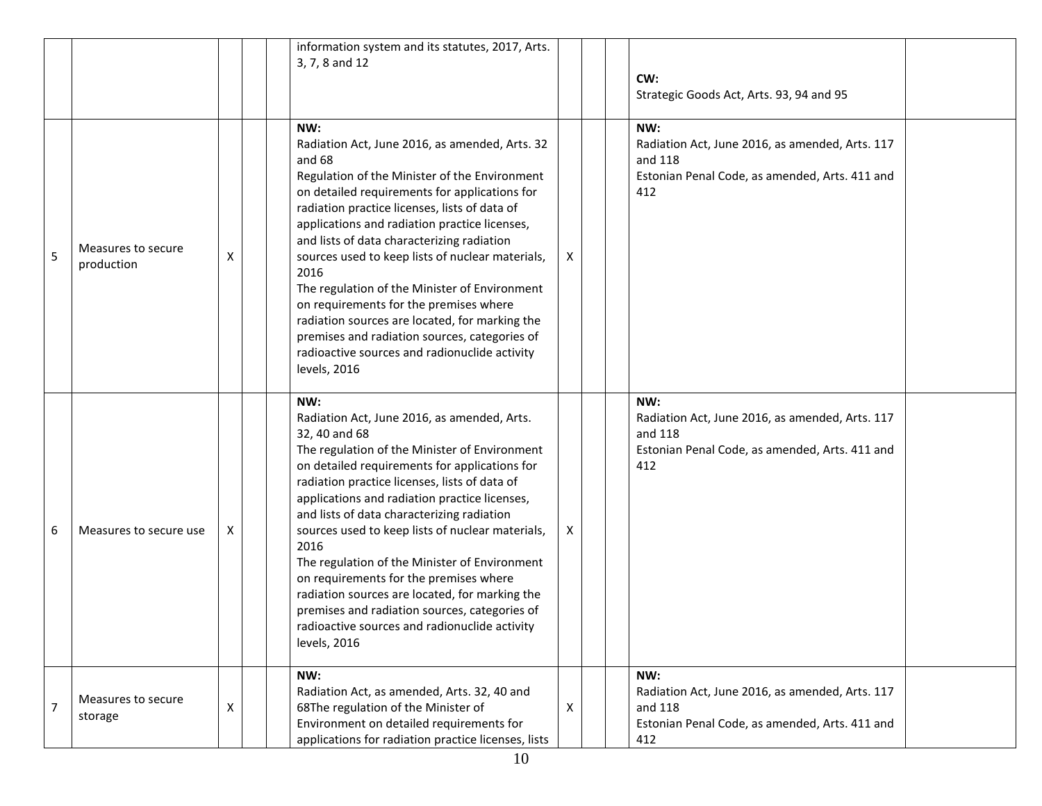|   |   |   |   |   |   |   |   |   |   |   |
|---|---|---|---|---|---|---|---|---|---|---|
|   |   |   |   |   | information system and its statutes, 2017, Arts. 3, 7, 8 and 12 |   |   |   | **CW:**<br>Strategic Goods Act, Arts. 93, 94 and 95 |   |
| 5 | Measures to secure production | X |   |   | **NW:**<br>Radiation Act, June 2016, as amended, Arts. 32 and 68<br>Regulation of the Minister of the Environment on detailed requirements for applications for radiation practice licenses, lists of data of applications and radiation practice licenses, and lists of data characterizing radiation sources used to keep lists of nuclear materials, 2016<br>The regulation of the Minister of Environment on requirements for the premises where radiation sources are located, for marking the premises and radiation sources, categories of radioactive sources and radionuclide activity levels, 2016 | X |   |   | **NW:**<br>Radiation Act, June 2016, as amended, Arts. 117 and 118<br>Estonian Penal Code, as amended, Arts. 411 and 412 |   |
| 6 | Measures to secure use | X |   |   | **NW:**<br>Radiation Act, June 2016, as amended, Arts. 32, 40 and 68<br>The regulation of the Minister of Environment on detailed requirements for applications for radiation practice licenses, lists of data of applications and radiation practice licenses, and lists of data characterizing radiation sources used to keep lists of nuclear materials, 2016<br>The regulation of the Minister of Environment on requirements for the premises where radiation sources are located, for marking the premises and radiation sources, categories of radioactive sources and radionuclide activity levels, 2016 | X |   |   | **NW:**<br>Radiation Act, June 2016, as amended, Arts. 117 and 118<br>Estonian Penal Code, as amended, Arts. 411 and 412 |   |
| 7 | Measures to secure storage | X |   |   | **NW:**<br>Radiation Act, as amended, Arts. 32, 40 and 68The regulation of the Minister of Environment on detailed requirements for applications for radiation practice licenses, lists | X |   |   | **NW:**<br>Radiation Act, June 2016, as amended, Arts. 117 and 118<br>Estonian Penal Code, as amended, Arts. 411 and 412 |   |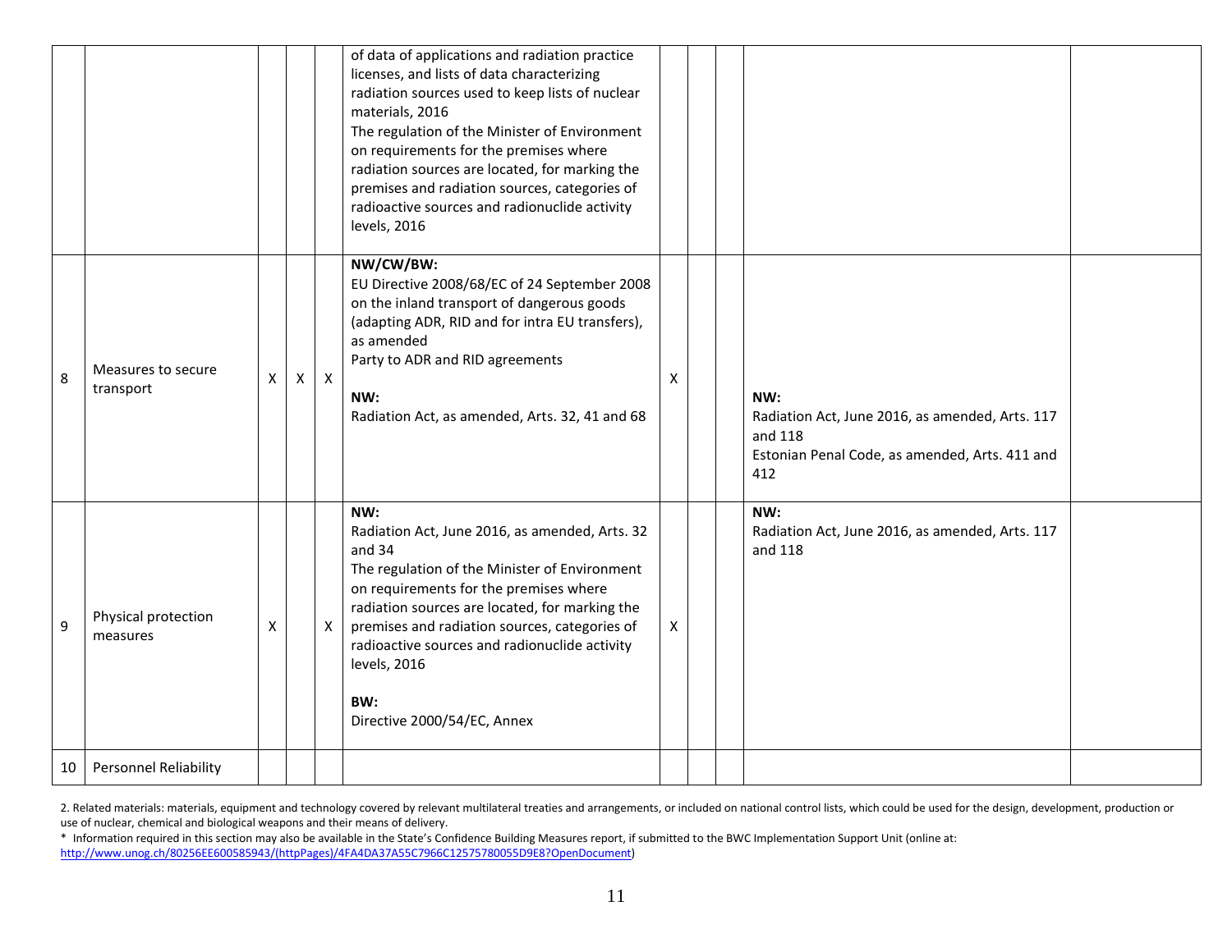| | | | | | | | | | | |
|---|---|---|---|---|---|---|---|---|---|---|
| | | | | | of data of applications and radiation practice licenses, and lists of data characterizing radiation sources used to keep lists of nuclear materials, 2016<br>The regulation of the Minister of Environment on requirements for the premises where radiation sources are located, for marking the premises and radiation sources, categories of radioactive sources and radionuclide activity levels, 2016 | | | | | |
| 8 | Measures to secure transport | X | X | X | **NW/CW/BW:**<br>EU Directive 2008/68/EC of 24 September 2008 on the inland transport of dangerous goods (adapting ADR, RID and for intra EU transfers), as amended<br>Party to ADR and RID agreements<br><br>**NW:**<br>Radiation Act, as amended, Arts. 32, 41 and 68 | X | | | **NW:**<br>Radiation Act, June 2016, as amended, Arts. 117 and 118<br>Estonian Penal Code, as amended, Arts. 411 and 412 | |
| 9 | Physical protection measures | X | | X | **NW:**<br>Radiation Act, June 2016, as amended, Arts. 32 and 34<br>The regulation of the Minister of Environment on requirements for the premises where radiation sources are located, for marking the premises and radiation sources, categories of radioactive sources and radionuclide activity levels, 2016<br><br>**BW:**<br>Directive 2000/54/EC, Annex | X | | | **NW:**<br>Radiation Act, June 2016, as amended, Arts. 117 and 118 | |
| 10 | Personnel Reliability | | | | | | | | | |

2. Related materials: materials, equipment and technology covered by relevant multilateral treaties and arrangements, or included on national control lists, which could be used for the design, development, production or use of nuclear, chemical and biological weapons and their means of delivery.

* Information required in this section may also be available in the State's Confidence Building Measures report, if submitted to the BWC Implementation Support Unit (online at: http://www.unog.ch/80256EE600585943/(httpPages)/4FA4DA37A55C7966C12575780055D9E8?OpenDocument)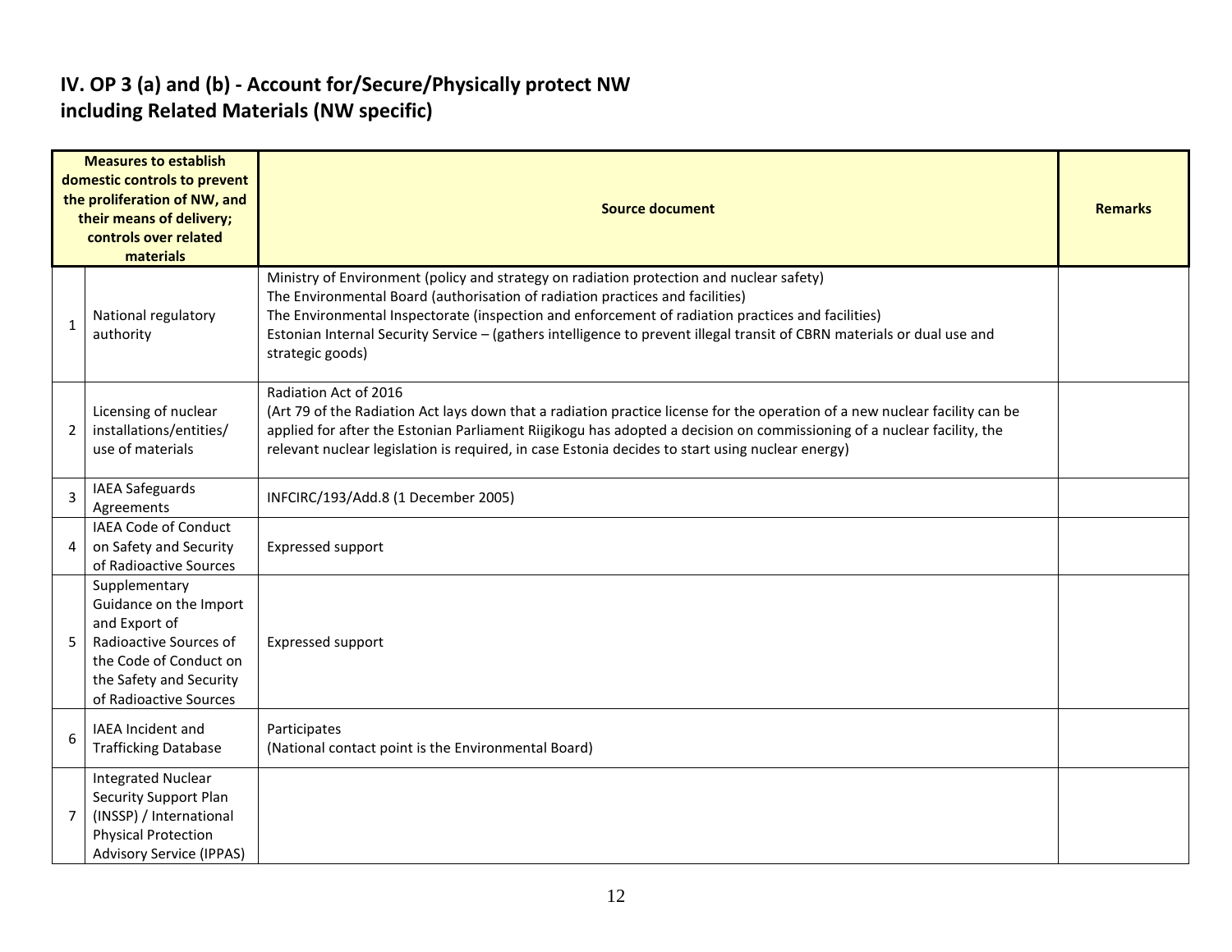## IV. OP 3 (a) and (b) - Account for/Secure/Physically protect NW including Related Materials (NW specific)

| | Measures to establish domestic controls to prevent the proliferation of NW, and their means of delivery; controls over related materials | Source document | Remarks |
|---|---|---|---|
| 1 | National regulatory authority | Ministry of Environment (policy and strategy on radiation protection and nuclear safety)<br>The Environmental Board (authorisation of radiation practices and facilities)<br>The Environmental Inspectorate (inspection and enforcement of radiation practices and facilities)<br>Estonian Internal Security Service – (gathers intelligence to prevent illegal transit of CBRN materials or dual use and strategic goods) | |
| 2 | Licensing of nuclear installations/entities/ use of materials | Radiation Act of 2016<br>(Art 79 of the Radiation Act lays down that a radiation practice license for the operation of a new nuclear facility can be applied for after the Estonian Parliament Riigikogu has adopted a decision on commissioning of a nuclear facility, the relevant nuclear legislation is required, in case Estonia decides to start using nuclear energy) | |
| 3 | IAEA Safeguards Agreements | INFCIRC/193/Add.8 (1 December 2005) | |
| 4 | IAEA Code of Conduct on Safety and Security of Radioactive Sources | Expressed support | |
| 5 | Supplementary Guidance on the Import and Export of Radioactive Sources of the Code of Conduct on the Safety and Security of Radioactive Sources | Expressed support | |
| 6 | IAEA Incident and Trafficking Database | Participates<br>(National contact point is the Environmental Board) | |
| 7 | Integrated Nuclear Security Support Plan (INSSP) / International Physical Protection Advisory Service (IPPAS) | | |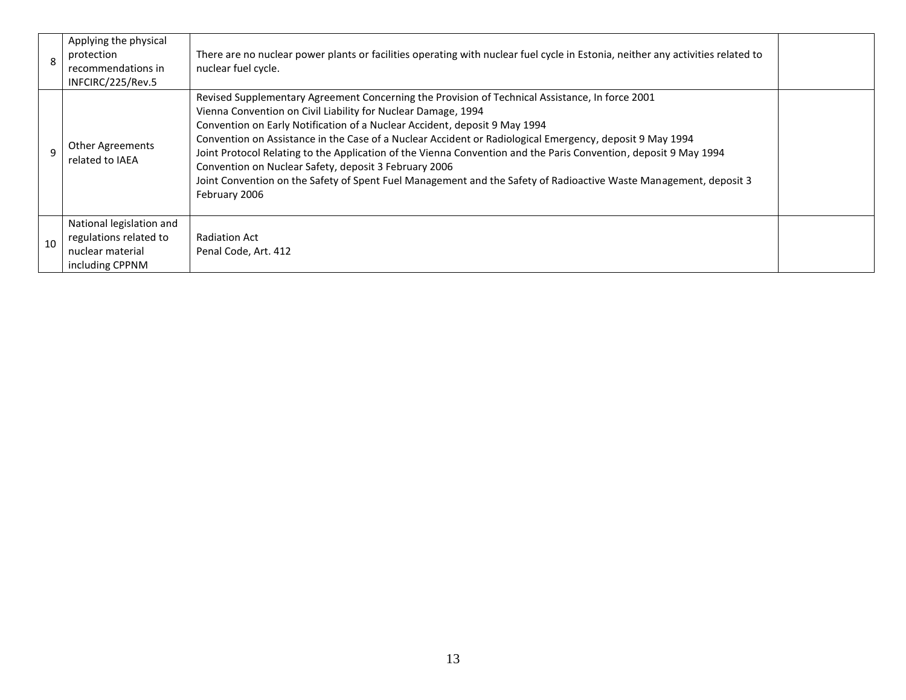| 8 | Applying the physical protection recommendations in INFCIRC/225/Rev.5 | There are no nuclear power plants or facilities operating with nuclear fuel cycle in Estonia, neither any activities related to nuclear fuel cycle. | |
|---|---|---|---|
| 9 | Other Agreements related to IAEA | Revised Supplementary Agreement Concerning the Provision of Technical Assistance, In force 2001<br>Vienna Convention on Civil Liability for Nuclear Damage, 1994<br>Convention on Early Notification of a Nuclear Accident, deposit 9 May 1994<br>Convention on Assistance in the Case of a Nuclear Accident or Radiological Emergency, deposit 9 May 1994<br>Joint Protocol Relating to the Application of the Vienna Convention and the Paris Convention, deposit 9 May 1994<br>Convention on Nuclear Safety, deposit 3 February 2006<br>Joint Convention on the Safety of Spent Fuel Management and the Safety of Radioactive Waste Management, deposit 3 February 2006 | |
| 10 | National legislation and regulations related to nuclear material including CPPNM | Radiation Act<br>Penal Code, Art. 412 | |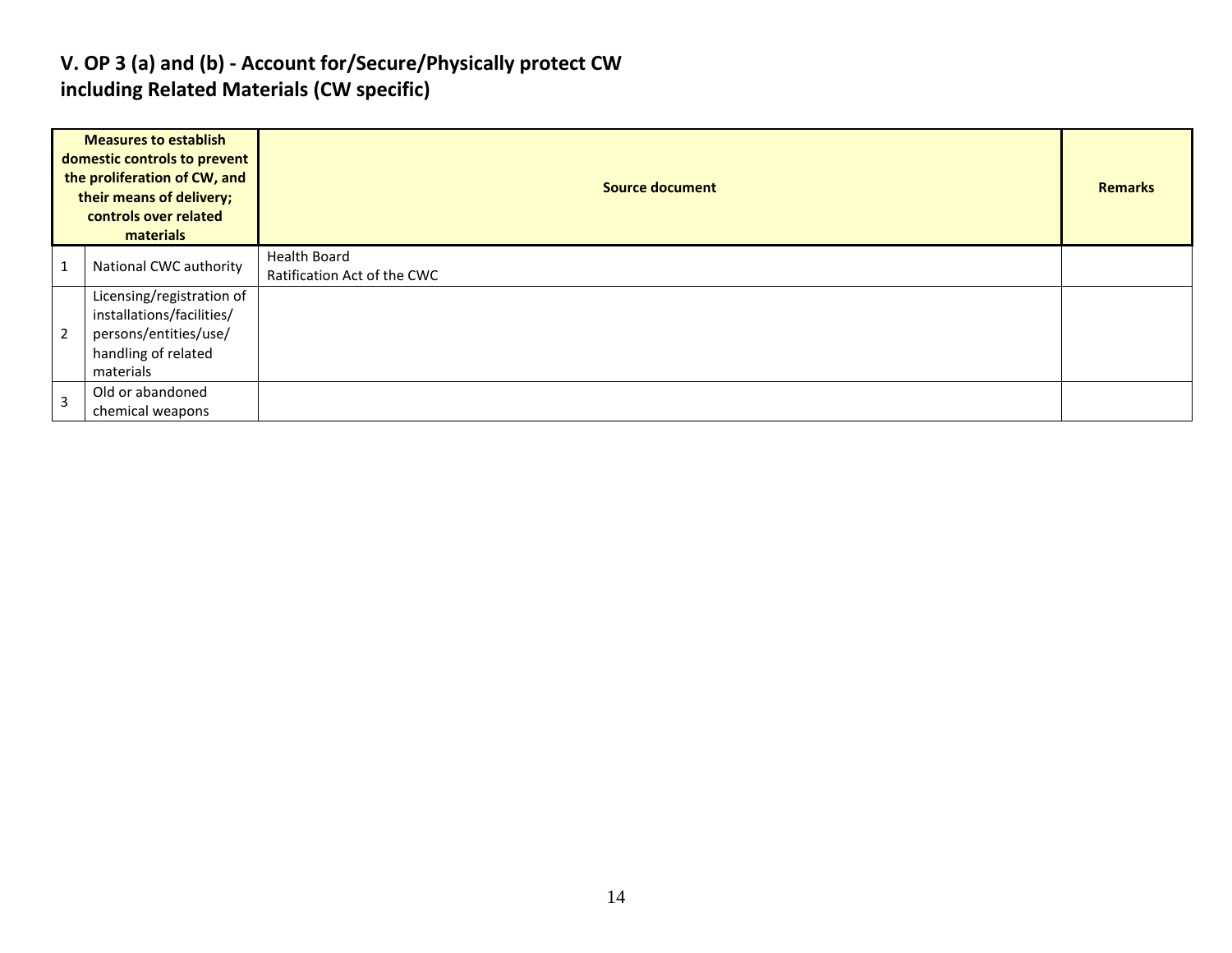## V. OP 3 (a) and (b) - Account for/Secure/Physically protect CW including Related Materials (CW specific)

| Measures to establish domestic controls to prevent the proliferation of CW, and their means of delivery; controls over related materials | | Source document | Remarks |
|---|---|---|---|
| 1 | National CWC authority | Health Board<br>Ratification Act of the CWC | |
| 2 | Licensing/registration of installations/facilities/ persons/entities/use/ handling of related materials | | |
| 3 | Old or abandoned chemical weapons | | |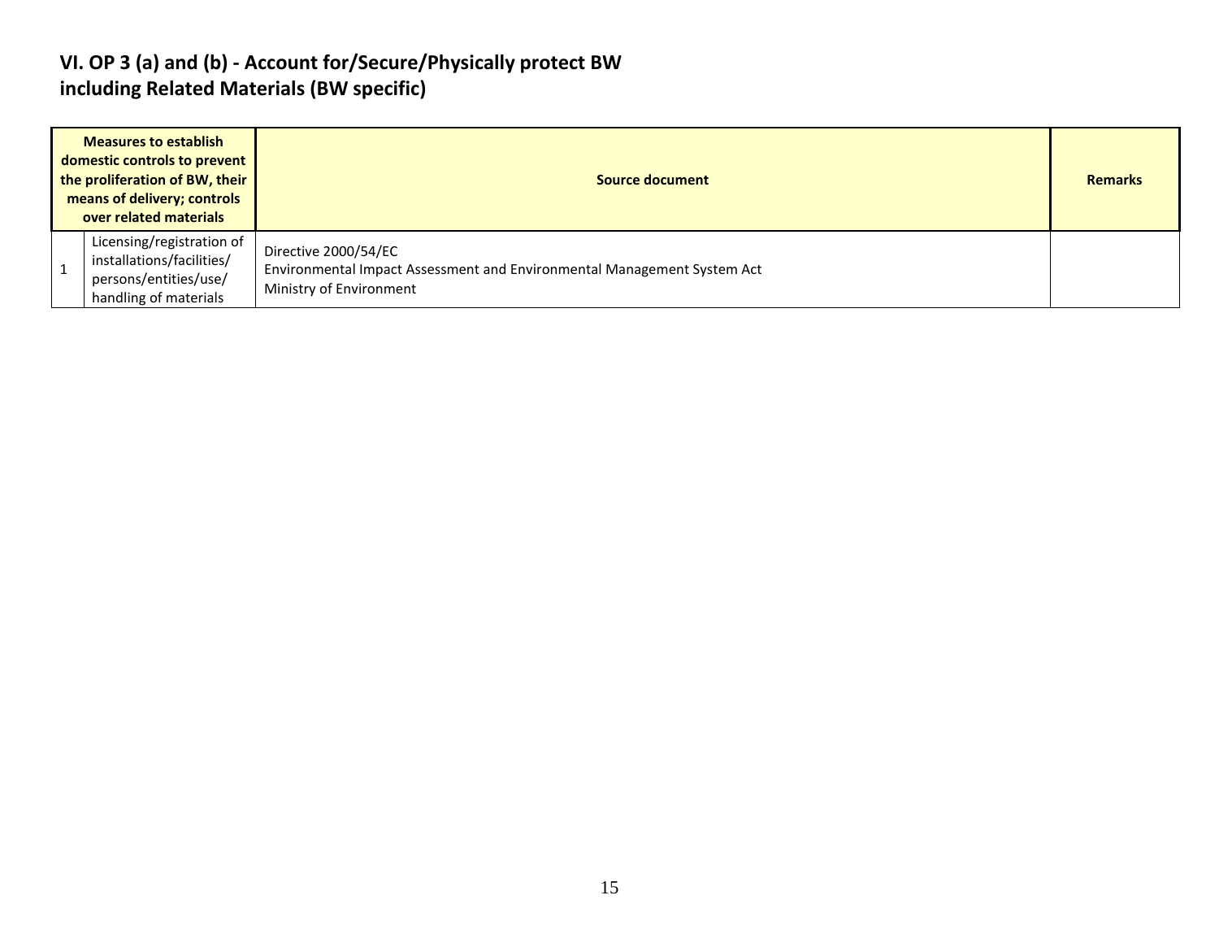## VI. OP 3 (a) and (b) - Account for/Secure/Physically protect BW including Related Materials (BW specific)

| Measures to establish domestic controls to prevent the proliferation of BW, their means of delivery; controls over related materials | | Source document | Remarks |
|---|---|---|---|
| 1 | Licensing/registration of installations/facilities/ persons/entities/use/ handling of materials | Directive 2000/54/EC<br>Environmental Impact Assessment and Environmental Management System Act<br>Ministry of Environment | |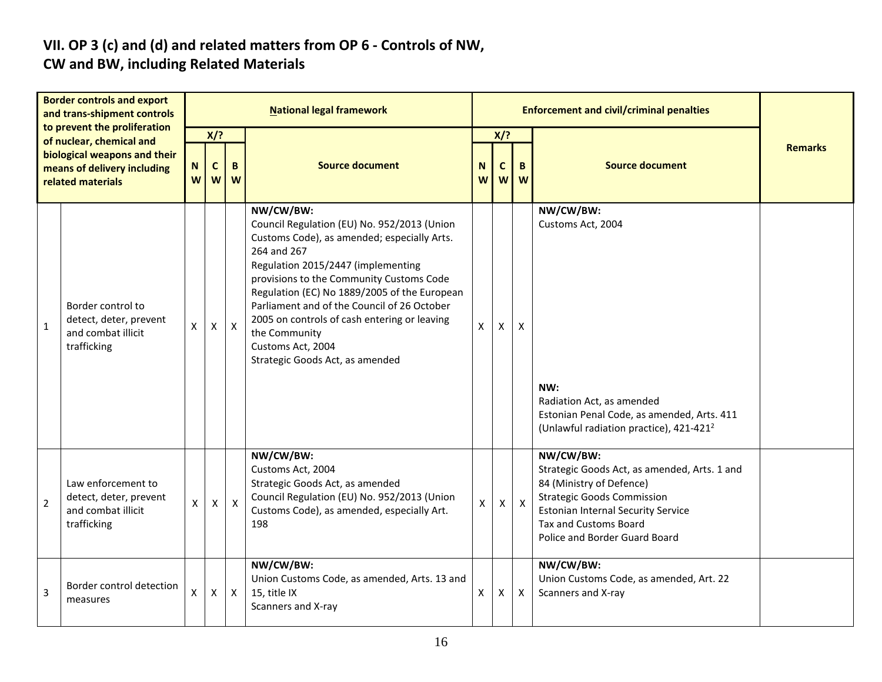## VII. OP 3 (c) and (d) and related matters from OP 6 - Controls of NW, CW and BW, including Related Materials

| Border controls and export and trans-shipment controls to prevent the proliferation of nuclear, chemical and biological weapons and their means of delivery including related materials | | National legal framework | | | | Enforcement and civil/criminal penalties | | | | Remarks |
|---|---|---|---|---|---|---|---|---|---|---|
| | | X/? | | | Source document | X/? | | | Source document | |
| | | NW | CW | BW | | NW | CW | BW | | |
| 1 | Border control to detect, deter, prevent and combat illicit trafficking | X | X | X | **NW/CW/BW:**<br>Council Regulation (EU) No. 952/2013 (Union Customs Code), as amended; especially Arts. 264 and 267<br>Regulation 2015/2447 (implementing provisions to the Community Customs Code<br>Regulation (EC) No 1889/2005 of the European Parliament and of the Council of 26 October 2005 on controls of cash entering or leaving the Community<br>Customs Act, 2004<br>Strategic Goods Act, as amended | X | X | X | **NW/CW/BW:**<br>Customs Act, 2004<br><br>**NW:**<br>Radiation Act, as amended<br>Estonian Penal Code, as amended, Arts. 411 (Unlawful radiation practice), 421-421[2] | |
| 2 | Law enforcement to detect, deter, prevent and combat illicit trafficking | X | X | X | **NW/CW/BW:**<br>Customs Act, 2004<br>Strategic Goods Act, as amended<br>Council Regulation (EU) No. 952/2013 (Union Customs Code), as amended, especially Art. 198 | X | X | X | **NW/CW/BW:**<br>Strategic Goods Act, as amended, Arts. 1 and 84 (Ministry of Defence)<br>Strategic Goods Commission<br>Estonian Internal Security Service<br>Tax and Customs Board<br>Police and Border Guard Board | |
| 3 | Border control detection measures | X | X | X | **NW/CW/BW:**<br>Union Customs Code, as amended, Arts. 13 and 15, title IX<br>Scanners and X-ray | X | X | X | **NW/CW/BW:**<br>Union Customs Code, as amended, Art. 22<br>Scanners and X-ray | |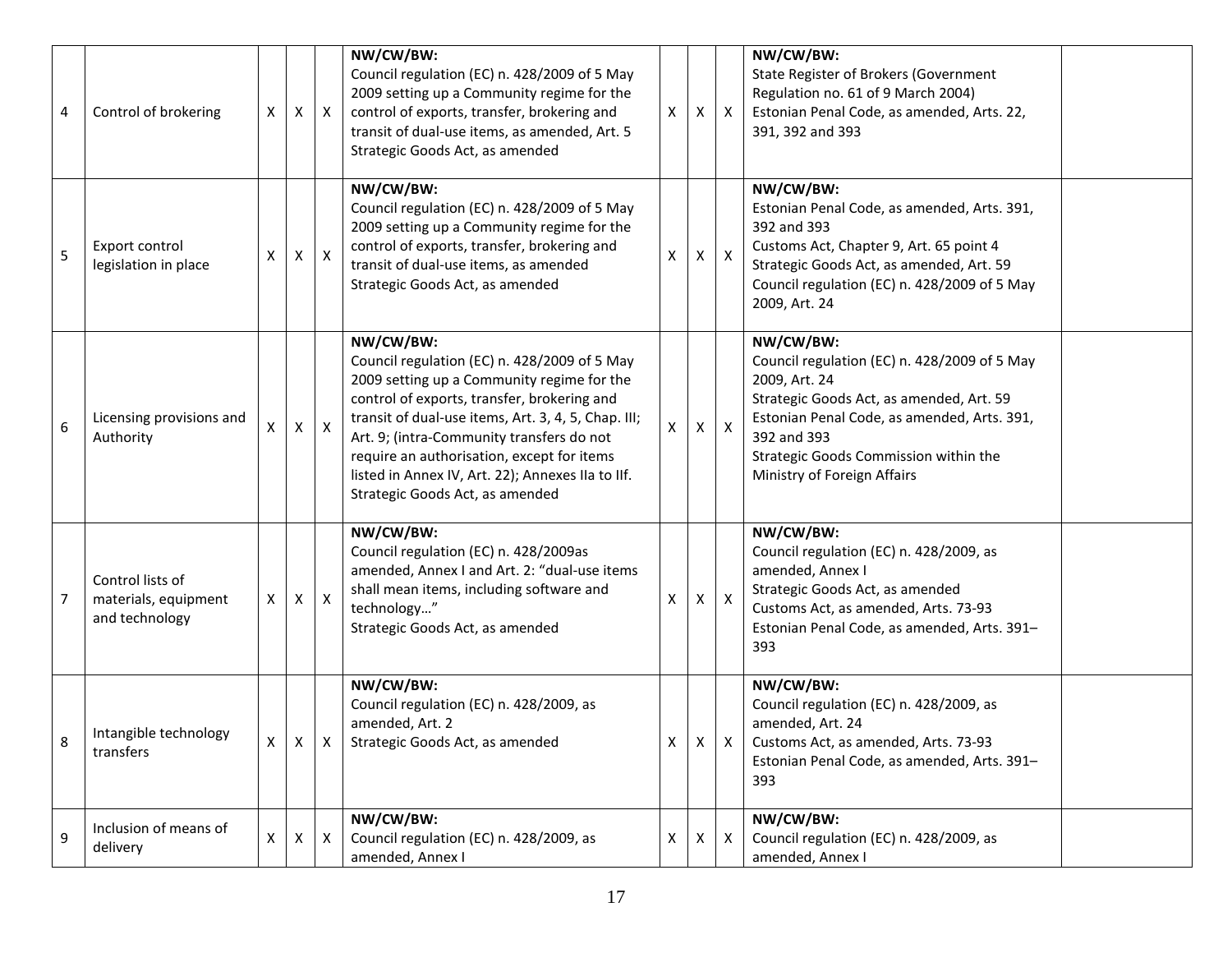| 4 | Control of brokering | X | X | X | **NW/CW/BW:**<br>Council regulation (EC) n. 428/2009 of 5 May 2009 setting up a Community regime for the control of exports, transfer, brokering and transit of dual-use items, as amended, Art. 5<br>Strategic Goods Act, as amended | X | X | X | **NW/CW/BW:**<br>State Register of Brokers (Government Regulation no. 61 of 9 March 2004)<br>Estonian Penal Code, as amended, Arts. 22, 391, 392 and 393 | |
|---|---|---|---|---|---|---|---|---|---|---|
| 5 | Export control legislation in place | X | X | X | **NW/CW/BW:**<br>Council regulation (EC) n. 428/2009 of 5 May 2009 setting up a Community regime for the control of exports, transfer, brokering and transit of dual-use items, as amended<br>Strategic Goods Act, as amended | X | X | X | **NW/CW/BW:**<br>Estonian Penal Code, as amended, Arts. 391, 392 and 393<br>Customs Act, Chapter 9, Art. 65 point 4<br>Strategic Goods Act, as amended, Art. 59<br>Council regulation (EC) n. 428/2009 of 5 May 2009, Art. 24 | |
| 6 | Licensing provisions and Authority | X | X | X | **NW/CW/BW:**<br>Council regulation (EC) n. 428/2009 of 5 May 2009 setting up a Community regime for the control of exports, transfer, brokering and transit of dual-use items, Art. 3, 4, 5, Chap. III; Art. 9; (intra-Community transfers do not require an authorisation, except for items listed in Annex IV, Art. 22); Annexes IIa to IIf.<br>Strategic Goods Act, as amended | X | X | X | **NW/CW/BW:**<br>Council regulation (EC) n. 428/2009 of 5 May 2009, Art. 24<br>Strategic Goods Act, as amended, Art. 59<br>Estonian Penal Code, as amended, Arts. 391, 392 and 393<br>Strategic Goods Commission within the Ministry of Foreign Affairs | |
| 7 | Control lists of materials, equipment and technology | X | X | X | **NW/CW/BW:**<br>Council regulation (EC) n. 428/2009as amended, Annex I and Art. 2: "dual-use items shall mean items, including software and technology…"<br>Strategic Goods Act, as amended | X | X | X | **NW/CW/BW:**<br>Council regulation (EC) n. 428/2009, as amended, Annex I<br>Strategic Goods Act, as amended<br>Customs Act, as amended, Arts. 73-93<br>Estonian Penal Code, as amended, Arts. 391–393 | |
| 8 | Intangible technology transfers | X | X | X | **NW/CW/BW:**<br>Council regulation (EC) n. 428/2009, as amended, Art. 2<br>Strategic Goods Act, as amended | X | X | X | **NW/CW/BW:**<br>Council regulation (EC) n. 428/2009, as amended, Art. 24<br>Customs Act, as amended, Arts. 73-93<br>Estonian Penal Code, as amended, Arts. 391–393 | |
| 9 | Inclusion of means of delivery | X | X | X | **NW/CW/BW:**<br>Council regulation (EC) n. 428/2009, as amended, Annex I | X | X | X | **NW/CW/BW:**<br>Council regulation (EC) n. 428/2009, as amended, Annex I | |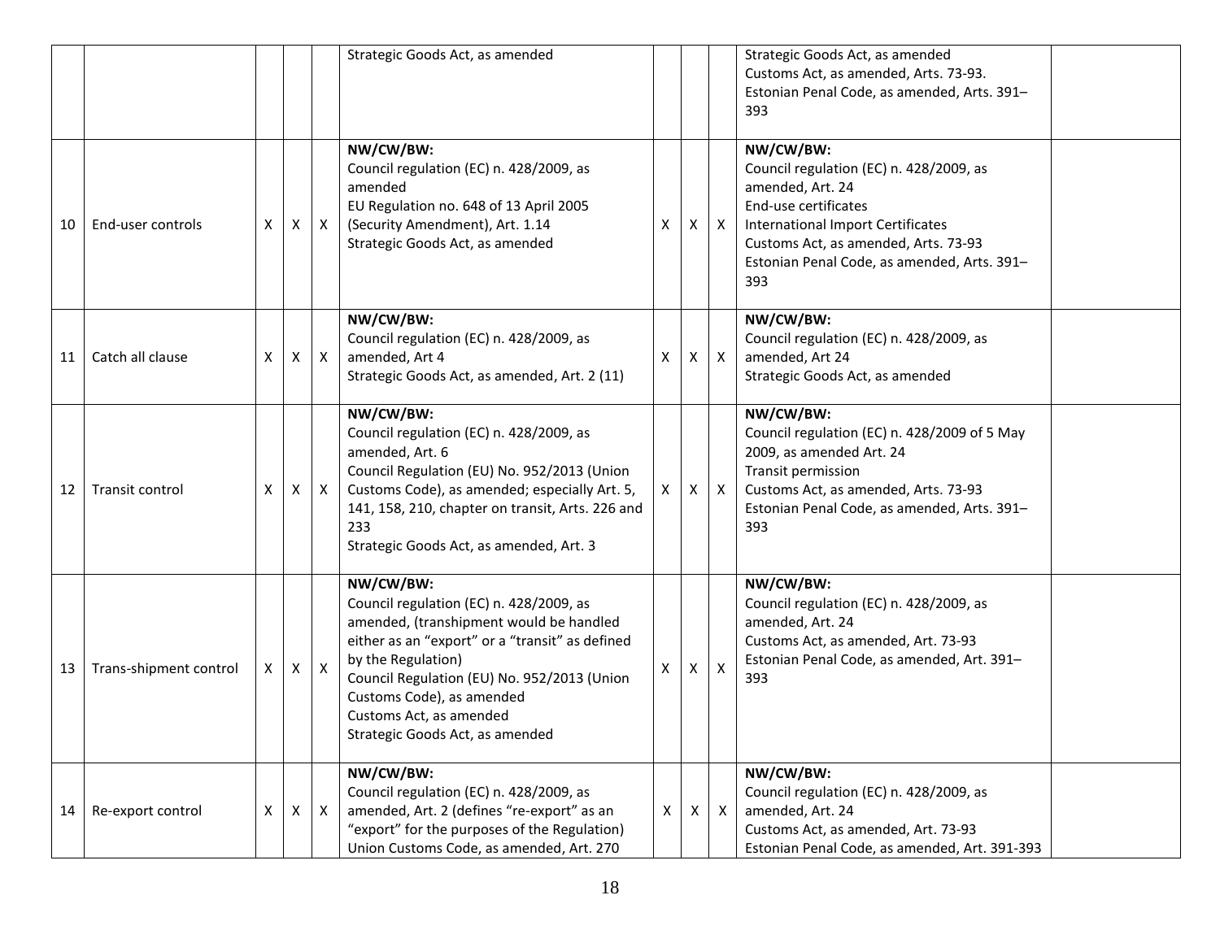|  |  |  |  |  |  |  |  |  |  |  |
|---|---|---|---|---|---|---|---|---|---|---|
|  |  |  |  |  | Strategic Goods Act, as amended |  |  |  | Strategic Goods Act, as amended<br>Customs Act, as amended, Arts. 73-93.<br>Estonian Penal Code, as amended, Arts. 391–393 |  |
| 10 | End-user controls | X | X | X | **NW/CW/BW:**<br>Council regulation (EC) n. 428/2009, as amended<br>EU Regulation no. 648 of 13 April 2005 (Security Amendment), Art. 1.14<br>Strategic Goods Act, as amended | X | X | X | **NW/CW/BW:**<br>Council regulation (EC) n. 428/2009, as amended, Art. 24<br>End-use certificates<br>International Import Certificates<br>Customs Act, as amended, Arts. 73-93<br>Estonian Penal Code, as amended, Arts. 391–393 |  |
| 11 | Catch all clause | X | X | X | **NW/CW/BW:**<br>Council regulation (EC) n. 428/2009, as amended, Art 4<br>Strategic Goods Act, as amended, Art. 2 (11) | X | X | X | **NW/CW/BW:**<br>Council regulation (EC) n. 428/2009, as amended, Art 24<br>Strategic Goods Act, as amended |  |
| 12 | Transit control | X | X | X | **NW/CW/BW:**<br>Council regulation (EC) n. 428/2009, as amended, Art. 6<br>Council Regulation (EU) No. 952/2013 (Union Customs Code), as amended; especially Art. 5, 141, 158, 210, chapter on transit, Arts. 226 and 233<br>Strategic Goods Act, as amended, Art. 3 | X | X | X | **NW/CW/BW:**<br>Council regulation (EC) n. 428/2009 of 5 May 2009, as amended Art. 24<br>Transit permission<br>Customs Act, as amended, Arts. 73-93<br>Estonian Penal Code, as amended, Arts. 391–393 |  |
| 13 | Trans-shipment control | X | X | X | **NW/CW/BW:**<br>Council regulation (EC) n. 428/2009, as amended, (transhipment would be handled either as an "export" or a "transit" as defined by the Regulation)<br>Council Regulation (EU) No. 952/2013 (Union Customs Code), as amended<br>Customs Act, as amended<br>Strategic Goods Act, as amended | X | X | X | **NW/CW/BW:**<br>Council regulation (EC) n. 428/2009, as amended, Art. 24<br>Customs Act, as amended, Art. 73-93<br>Estonian Penal Code, as amended, Art. 391–393 |  |
| 14 | Re-export control | X | X | X | **NW/CW/BW:**<br>Council regulation (EC) n. 428/2009, as amended, Art. 2 (defines "re-export" as an "export" for the purposes of the Regulation)<br>Union Customs Code, as amended, Art. 270 | X | X | X | **NW/CW/BW:**<br>Council regulation (EC) n. 428/2009, as amended, Art. 24<br>Customs Act, as amended, Art. 73-93<br>Estonian Penal Code, as amended, Art. 391-393 |  |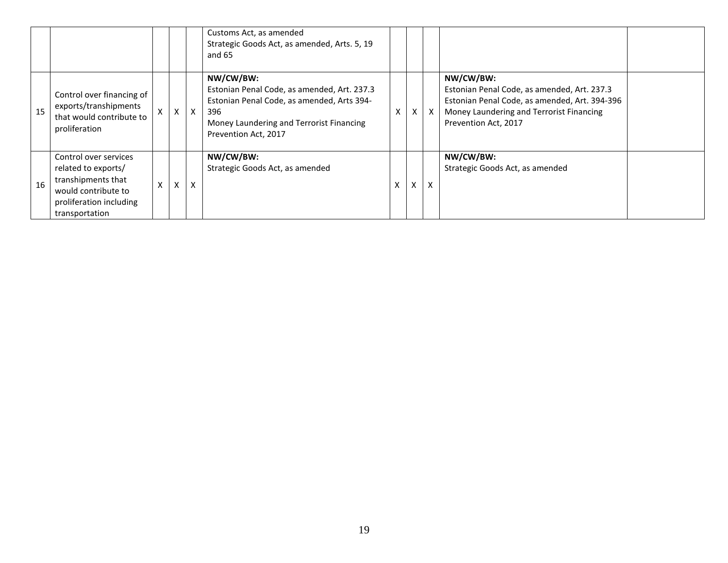| | | | | | | | | | | |
|---|---|---|---|---|---|---|---|---|---|---|
| | | | | | Customs Act, as amended<br>Strategic Goods Act, as amended, Arts. 5, 19 and 65 | | | | | |
| 15 | Control over financing of exports/transhipments that would contribute to proliferation | X | X | X | **NW/CW/BW:**<br>Estonian Penal Code, as amended, Art. 237.3<br>Estonian Penal Code, as amended, Arts 394-396<br>Money Laundering and Terrorist Financing Prevention Act, 2017 | X | X | X | **NW/CW/BW:**<br>Estonian Penal Code, as amended, Art. 237.3<br>Estonian Penal Code, as amended, Art. 394-396<br>Money Laundering and Terrorist Financing Prevention Act, 2017 | |
| 16 | Control over services related to exports/ transhipments that would contribute to proliferation including transportation | X | X | X | **NW/CW/BW:**<br>Strategic Goods Act, as amended | X | X | X | **NW/CW/BW:**<br>Strategic Goods Act, as amended | |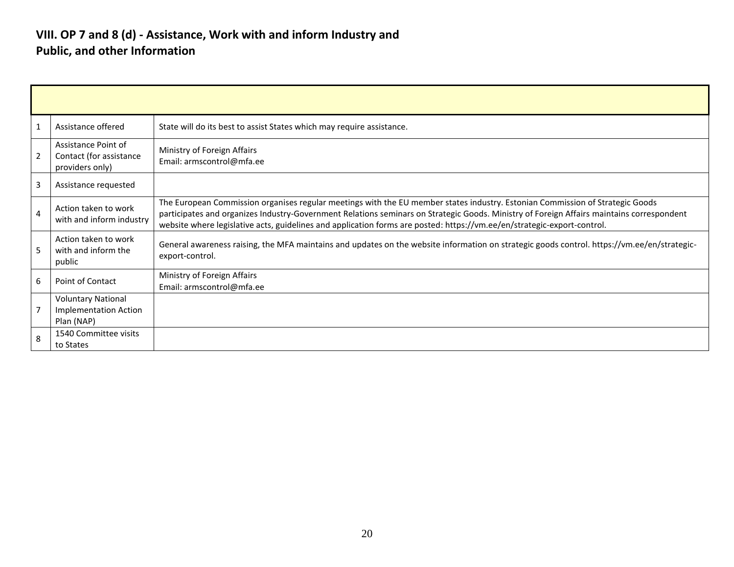## VIII. OP 7 and 8 (d) - Assistance, Work with and inform Industry and Public, and other Information

| | | |
|---|---|---|
| 1 | Assistance offered | State will do its best to assist States which may require assistance. |
| 2 | Assistance Point of Contact (for assistance providers only) | Ministry of Foreign Affairs<br>Email: armscontrol@mfa.ee |
| 3 | Assistance requested | |
| 4 | Action taken to work with and inform industry | The European Commission organises regular meetings with the EU member states industry. Estonian Commission of Strategic Goods participates and organizes Industry-Government Relations seminars on Strategic Goods. Ministry of Foreign Affairs maintains correspondent website where legislative acts, guidelines and application forms are posted: https://vm.ee/en/strategic-export-control. |
| 5 | Action taken to work with and inform the public | General awareness raising, the MFA maintains and updates on the website information on strategic goods control. https://vm.ee/en/strategic-export-control. |
| 6 | Point of Contact | Ministry of Foreign Affairs<br>Email: armscontrol@mfa.ee |
| 7 | Voluntary National Implementation Action Plan (NAP) | |
| 8 | 1540 Committee visits to States | |